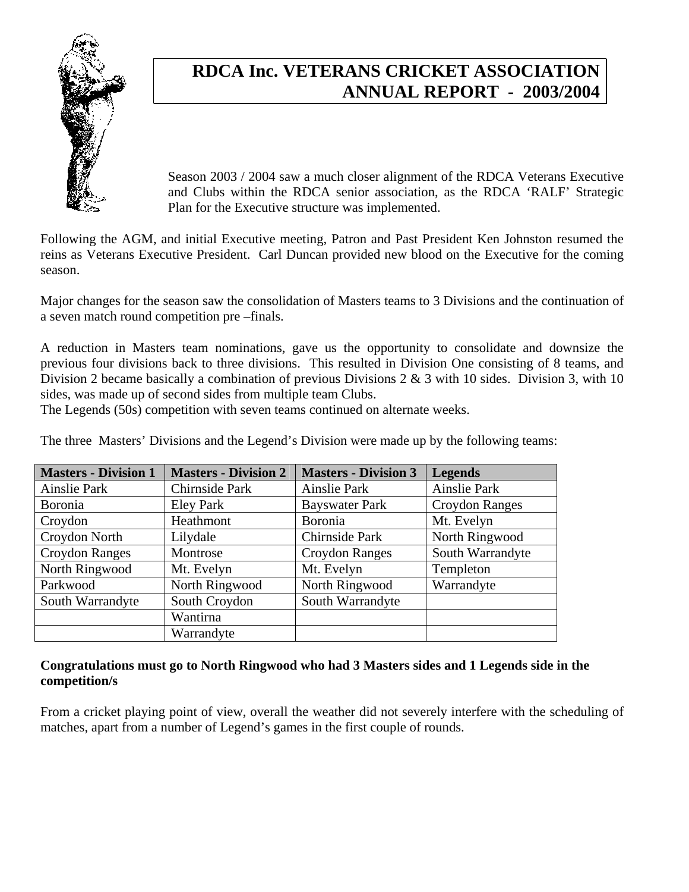# RDCA Inc. VETERANS CRICKET ASSOCIATION ANNUAL REPORT - 2003/2004

Season 2003 / 2004 saw a much closer alignment of the RDCA Veterans Executive and Clubs within the RDCA senior association, as the RDCA 'RALF' Strategic Plan for the Executive structure was implemented.

Following the AGM, and initial Executive meeting, Patron and Past President Ken Johnston resumed the reins as Veterans Executive President. Carl Duncan provided new blood on the Executive for the coming season.

Major changes for the season saw the consolidation of Masters teams to 3 Divisions and the continuation of a seven match round competition pre –finals.

A reduction in Masters team nominations, gave us the opportunity to consolidate and downsize the previous four divisions back to three divisions. This resulted in Division One consisting of 8 teams, and Division 2 became basically a combination of previous Divisions 2 & 3 with 10 sides. Division 3, with 10 sides, was made up of second sides from multiple team Clubs.
The Legends (50s) competition with seven teams continued on alternate weeks.

The three Masters' Divisions and the Legend's Division were made up by the following teams:

| Masters - Division 1 | Masters - Division 2 | Masters - Division 3 | Legends |
|---|---|---|---|
| Ainslie Park | Chirnside Park | Ainslie Park | Ainslie Park |
| Boronia | Eley Park | Bayswater Park | Croydon Ranges |
| Croydon | Heathmont | Boronia | Mt. Evelyn |
| Croydon North | Lilydale | Chirnside Park | North Ringwood |
| Croydon Ranges | Montrose | Croydon Ranges | South Warrandyte |
| North Ringwood | Mt. Evelyn | Mt. Evelyn | Templeton |
| Parkwood | North Ringwood | North Ringwood | Warrandyte |
| South Warrandyte | South Croydon | South Warrandyte | |
| | Wantirna | | |
| | Warrandyte | | |

**Congratulations must go to North Ringwood who had 3 Masters sides and 1 Legends side in the competition/s**

From a cricket playing point of view, overall the weather did not severely interfere with the scheduling of matches, apart from a number of Legend's games in the first couple of rounds.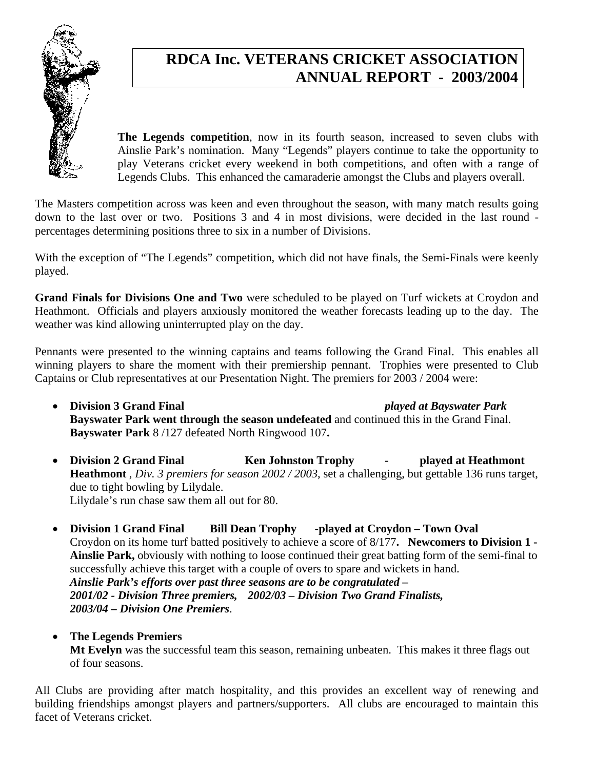# RDCA Inc. VETERANS CRICKET ASSOCIATION ANNUAL REPORT - 2003/2004

**The Legends competition**, now in its fourth season, increased to seven clubs with Ainslie Park's nomination. Many "Legends" players continue to take the opportunity to play Veterans cricket every weekend in both competitions, and often with a range of Legends Clubs. This enhanced the camaraderie amongst the Clubs and players overall.

The Masters competition across was keen and even throughout the season, with many match results going down to the last over or two. Positions 3 and 4 in most divisions, were decided in the last round - percentages determining positions three to six in a number of Divisions.

With the exception of "The Legends" competition, which did not have finals, the Semi-Finals were keenly played.

**Grand Finals for Divisions One and Two** were scheduled to be played on Turf wickets at Croydon and Heathmont. Officials and players anxiously monitored the weather forecasts leading up to the day. The weather was kind allowing uninterrupted play on the day.

Pennants were presented to the winning captains and teams following the Grand Final. This enables all winning players to share the moment with their premiership pennant. Trophies were presented to Club Captains or Club representatives at our Presentation Night. The premiers for 2003 / 2004 were:

- **Division 3 Grand Final** ***played at Bayswater Park***
  **Bayswater Park went through the season undefeated** and continued this in the Grand Final.
  **Bayswater Park** 8 /127 defeated North Ringwood 107**.**

- **Division 2 Grand Final Ken Johnston Trophy - played at Heathmont**
  **Heathmont** , *Div. 3 premiers for season 2002 / 2003*, set a challenging, but gettable 136 runs target, due to tight bowling by Lilydale.
  Lilydale's run chase saw them all out for 80.

- **Division 1 Grand Final Bill Dean Trophy -played at Croydon – Town Oval**
  Croydon on its home turf batted positively to achieve a score of 8/177**. Newcomers to Division 1 - Ainslie Park,** obviously with nothing to loose continued their great batting form of the semi-final to successfully achieve this target with a couple of overs to spare and wickets in hand.
  ***Ainslie Park's efforts over past three seasons are to be congratulated –***
  ***2001/02 - Division Three premiers, 2002/03 – Division Two Grand Finalists,***
  ***2003/04 – Division One Premiers***.

- **The Legends Premiers**
  **Mt Evelyn** was the successful team this season, remaining unbeaten. This makes it three flags out of four seasons.

All Clubs are providing after match hospitality, and this provides an excellent way of renewing and building friendships amongst players and partners/supporters. All clubs are encouraged to maintain this facet of Veterans cricket.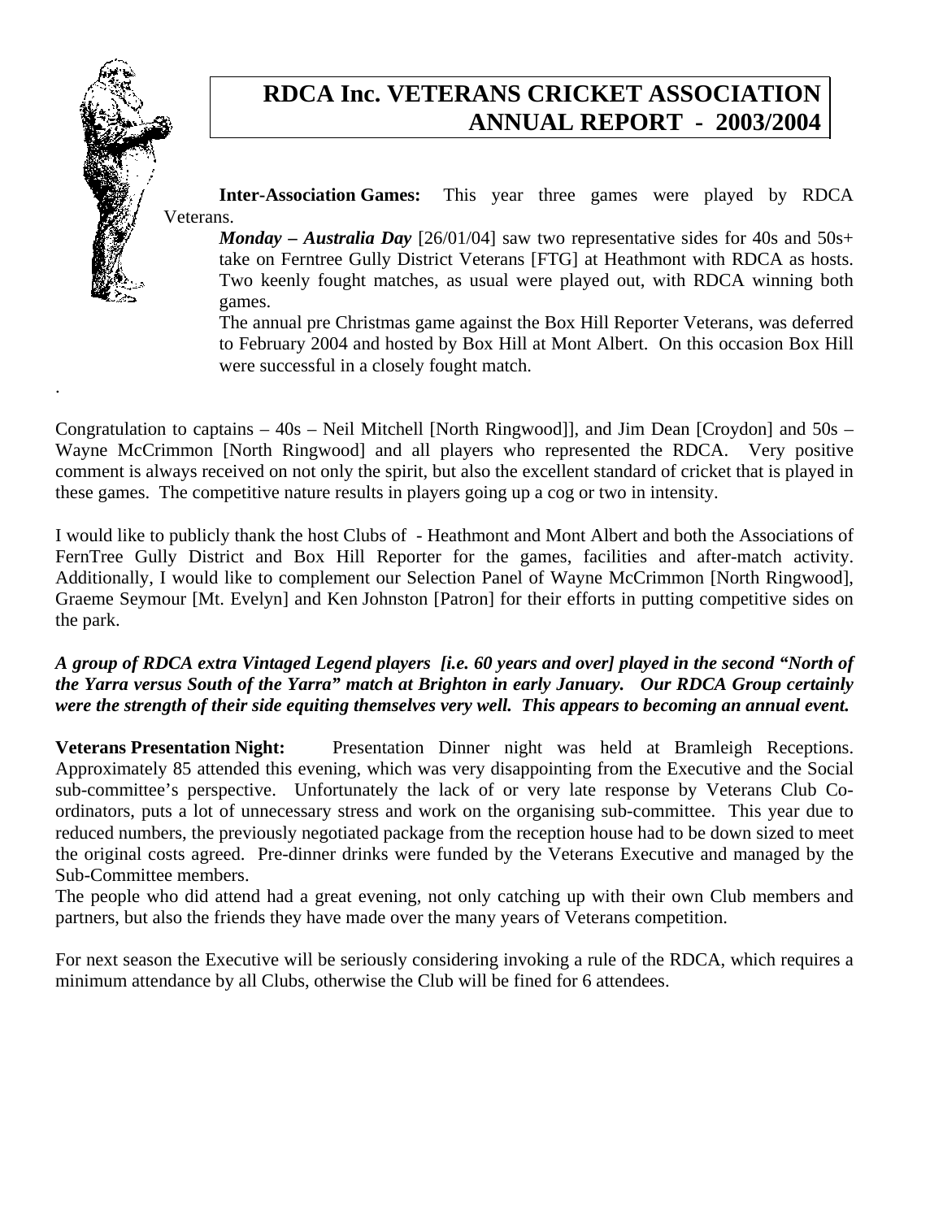# RDCA Inc. VETERANS CRICKET ASSOCIATION ANNUAL REPORT - 2003/2004

**Inter-Association Games:** This year three games were played by RDCA Veterans.

***Monday – Australia Day*** [26/01/04] saw two representative sides for 40s and 50s+ take on Ferntree Gully District Veterans [FTG] at Heathmont with RDCA as hosts. Two keenly fought matches, as usual were played out, with RDCA winning both games.

The annual pre Christmas game against the Box Hill Reporter Veterans, was deferred to February 2004 and hosted by Box Hill at Mont Albert. On this occasion Box Hill were successful in a closely fought match.

.

Congratulation to captains – 40s – Neil Mitchell [North Ringwood]], and Jim Dean [Croydon] and 50s – Wayne McCrimmon [North Ringwood] and all players who represented the RDCA. Very positive comment is always received on not only the spirit, but also the excellent standard of cricket that is played in these games. The competitive nature results in players going up a cog or two in intensity.

I would like to publicly thank the host Clubs of - Heathmont and Mont Albert and both the Associations of FernTree Gully District and Box Hill Reporter for the games, facilities and after-match activity. Additionally, I would like to complement our Selection Panel of Wayne McCrimmon [North Ringwood], Graeme Seymour [Mt. Evelyn] and Ken Johnston [Patron] for their efforts in putting competitive sides on the park.

***A group of RDCA extra Vintaged Legend players [i.e. 60 years and over] played in the second "North of the Yarra versus South of the Yarra" match at Brighton in early January. Our RDCA Group certainly were the strength of their side equiting themselves very well. This appears to becoming an annual event.***

**Veterans Presentation Night:** Presentation Dinner night was held at Bramleigh Receptions. Approximately 85 attended this evening, which was very disappointing from the Executive and the Social sub-committee's perspective. Unfortunately the lack of or very late response by Veterans Club Co-ordinators, puts a lot of unnecessary stress and work on the organising sub-committee. This year due to reduced numbers, the previously negotiated package from the reception house had to be down sized to meet the original costs agreed. Pre-dinner drinks were funded by the Veterans Executive and managed by the Sub-Committee members.

The people who did attend had a great evening, not only catching up with their own Club members and partners, but also the friends they have made over the many years of Veterans competition.

For next season the Executive will be seriously considering invoking a rule of the RDCA, which requires a minimum attendance by all Clubs, otherwise the Club will be fined for 6 attendees.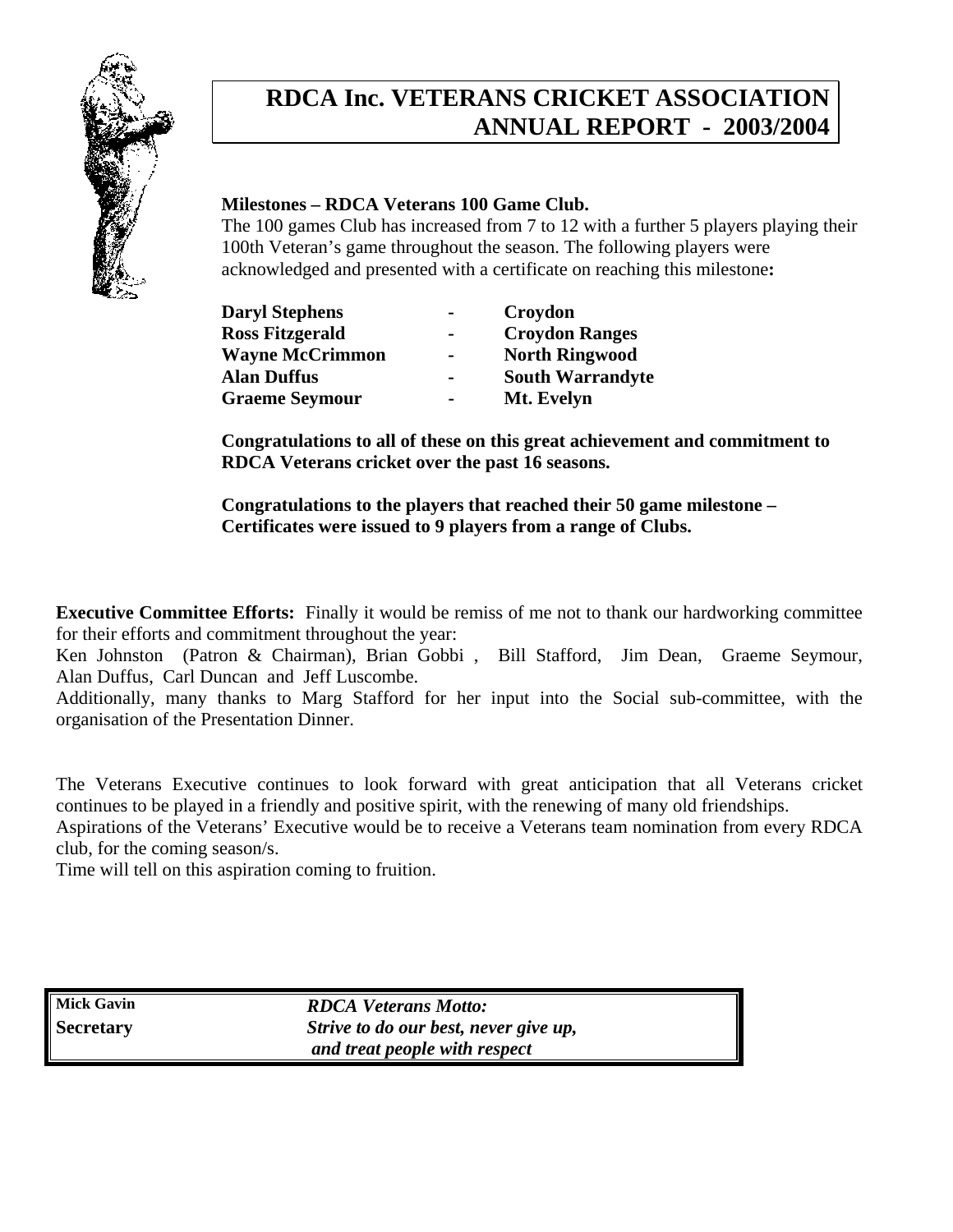# RDCA Inc. VETERANS CRICKET ASSOCIATION ANNUAL REPORT - 2003/2004

**Milestones – RDCA Veterans 100 Game Club.**

The 100 games Club has increased from 7 to 12 with a further 5 players playing their 100th Veteran's game throughout the season. The following players were acknowledged and presented with a certificate on reaching this milestone**:**

| | | |
|---|---|---|
| **Daryl Stephens** | **-** | **Croydon** |
| **Ross Fitzgerald** | **-** | **Croydon Ranges** |
| **Wayne McCrimmon** | **-** | **North Ringwood** |
| **Alan Duffus** | **-** | **South Warrandyte** |
| **Graeme Seymour** | **-** | **Mt. Evelyn** |

**Congratulations to all of these on this great achievement and commitment to RDCA Veterans cricket over the past 16 seasons.**

**Congratulations to the players that reached their 50 game milestone – Certificates were issued to 9 players from a range of Clubs.**

**Executive Committee Efforts:** Finally it would be remiss of me not to thank our hardworking committee for their efforts and commitment throughout the year:

Ken Johnston (Patron & Chairman), Brian Gobbi , Bill Stafford, Jim Dean, Graeme Seymour, Alan Duffus, Carl Duncan and Jeff Luscombe.

Additionally, many thanks to Marg Stafford for her input into the Social sub-committee, with the organisation of the Presentation Dinner.

The Veterans Executive continues to look forward with great anticipation that all Veterans cricket continues to be played in a friendly and positive spirit, with the renewing of many old friendships.

Aspirations of the Veterans' Executive would be to receive a Veterans team nomination from every RDCA club, for the coming season/s.

Time will tell on this aspiration coming to fruition.

| | |
|---|---|
| **Mick Gavin** | ***RDCA Veterans Motto:*** |
| **Secretary** | ***Strive to do our best, never give up, and treat people with respect*** |